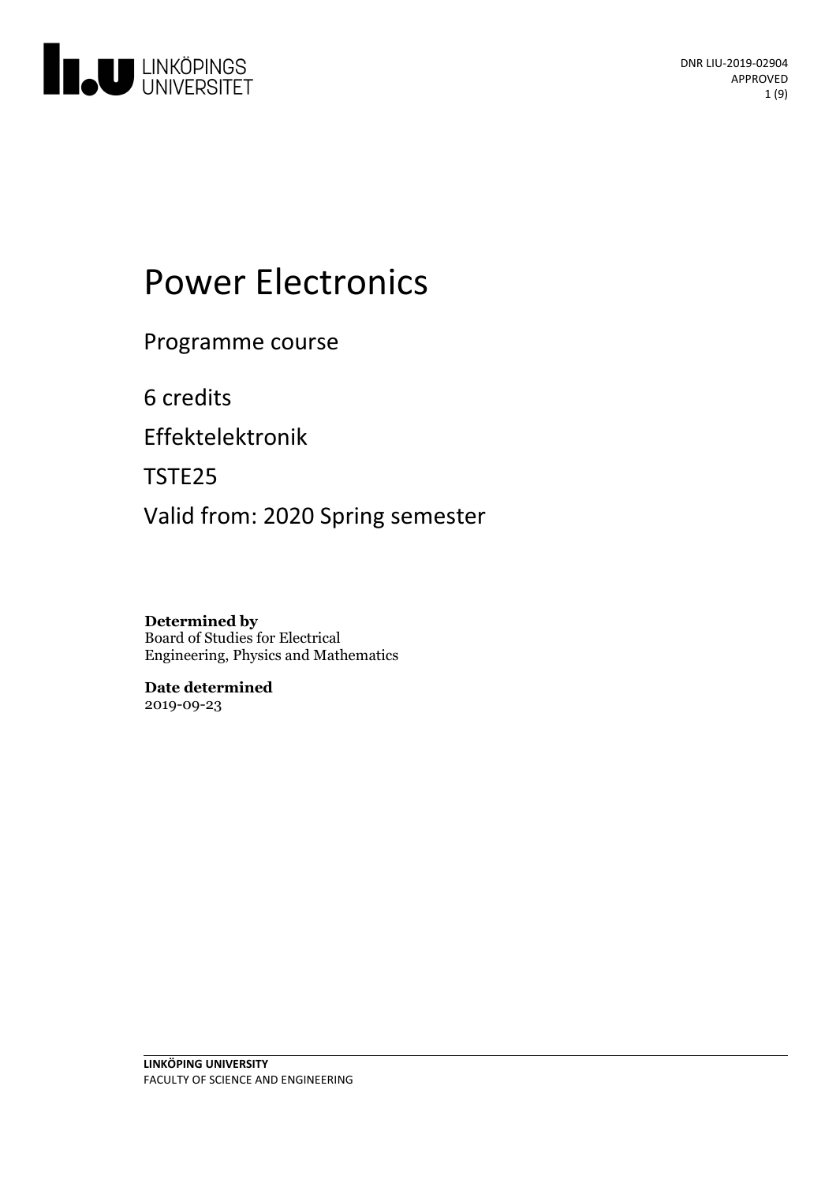DNR LIU-2019-02904
APPROVED

# Power Electronics

Programme course

6 credits

Effektelektronik

TSTE25

Valid from: 2020 Spring semester

**Determined by**
Board of Studies for Electrical Engineering, Physics and Mathematics

**Date determined**
2019-09-23

**LINKÖPING UNIVERSITY**
FACULTY OF SCIENCE AND ENGINEERING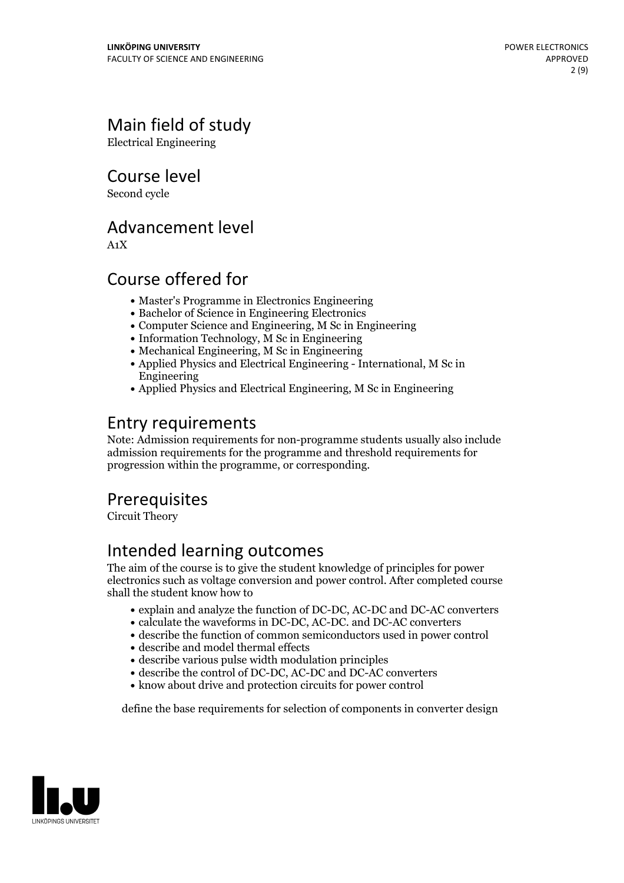## Main field of study

Electrical Engineering

## Course level

Second cycle

## Advancement level

A1X

## Course offered for

- Master's Programme in Electronics Engineering
- Bachelor of Science in Engineering Electronics
- Computer Science and Engineering, M Sc in Engineering
- Information Technology, M Sc in Engineering
- Mechanical Engineering, M Sc in Engineering
- Applied Physics and Electrical Engineering - International, M Sc in Engineering
- Applied Physics and Electrical Engineering, M Sc in Engineering

## Entry requirements

Note: Admission requirements for non-programme students usually also include admission requirements for the programme and threshold requirements for progression within the programme, or corresponding.

## Prerequisites

Circuit Theory

## Intended learning outcomes

The aim of the course is to give the student knowledge of principles for power electronics such as voltage conversion and power control. After completed course shall the student know how to

- explain and analyze the function of DC-DC, AC-DC and DC-AC converters
- calculate the waveforms in DC-DC, AC-DC. and DC-AC converters
- describe the function of common semiconductors used in power control
- describe and model thermal effects
- describe various pulse width modulation principles
- describe the control of DC-DC, AC-DC and DC-AC converters
- know about drive and protection circuits for power control

define the base requirements for selection of components in converter design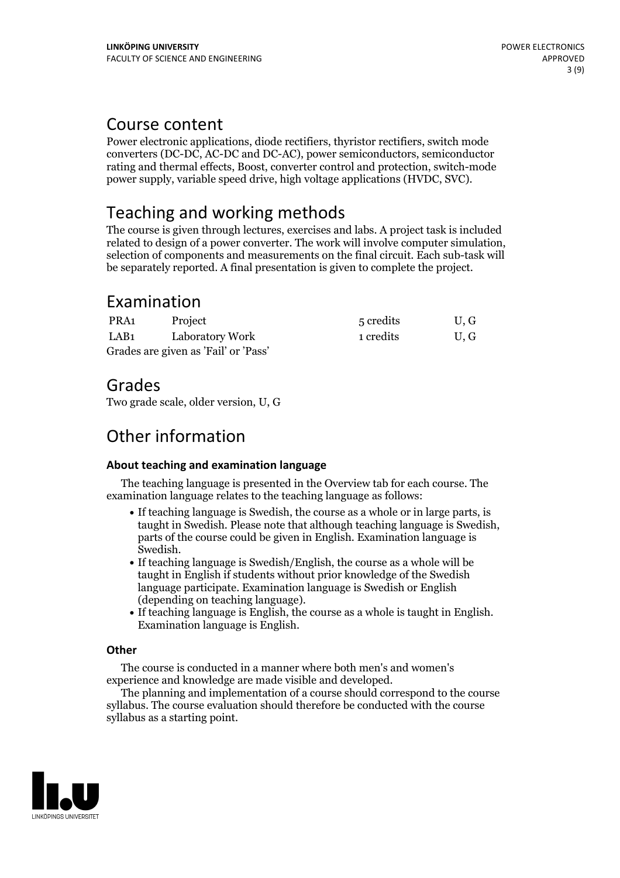# Course content

Power electronic applications, diode rectifiers, thyristor rectifiers, switch mode converters (DC-DC, AC-DC and DC-AC), power semiconductors, semiconductor rating and thermal effects, Boost, converter control and protection, switch-mode power supply, variable speed drive, high voltage applications (HVDC, SVC).

# Teaching and working methods

The course is given through lectures, exercises and labs. A project task is included related to design of a power converter. The work will involve computer simulation, selection of components and measurements on the final circuit. Each sub-task will be separately reported. A final presentation is given to complete the project.

# Examination

| | | | |
|---|---|---|---|
| PRA1 | Project | 5 credits | U, G |
| LAB1 | Laboratory Work | 1 credits | U, G |

Grades are given as 'Fail' or 'Pass'

# Grades

Two grade scale, older version, U, G

# Other information

### About teaching and examination language

The teaching language is presented in the Overview tab for each course. The examination language relates to the teaching language as follows:

- If teaching language is Swedish, the course as a whole or in large parts, is taught in Swedish. Please note that although teaching language is Swedish, parts of the course could be given in English. Examination language is Swedish.
- If teaching language is Swedish/English, the course as a whole will be taught in English if students without prior knowledge of the Swedish language participate. Examination language is Swedish or English (depending on teaching language).
- If teaching language is English, the course as a whole is taught in English. Examination language is English.

### Other

The course is conducted in a manner where both men's and women's experience and knowledge are made visible and developed.

The planning and implementation of a course should correspond to the course syllabus. The course evaluation should therefore be conducted with the course syllabus as a starting point.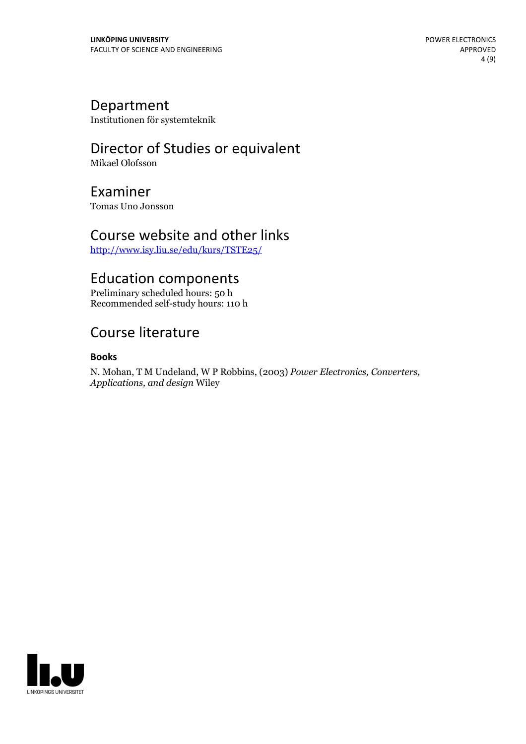## Department

Institutionen för systemteknik

## Director of Studies or equivalent

Mikael Olofsson

## Examiner

Tomas Uno Jonsson

## Course website and other links

http://www.isy.liu.se/edu/kurs/TSTE25/

## Education components

Preliminary scheduled hours: 50 h
Recommended self-study hours: 110 h

## Course literature

### Books

N. Mohan, T M Undeland, W P Robbins, (2003) *Power Electronics, Converters, Applications, and design* Wiley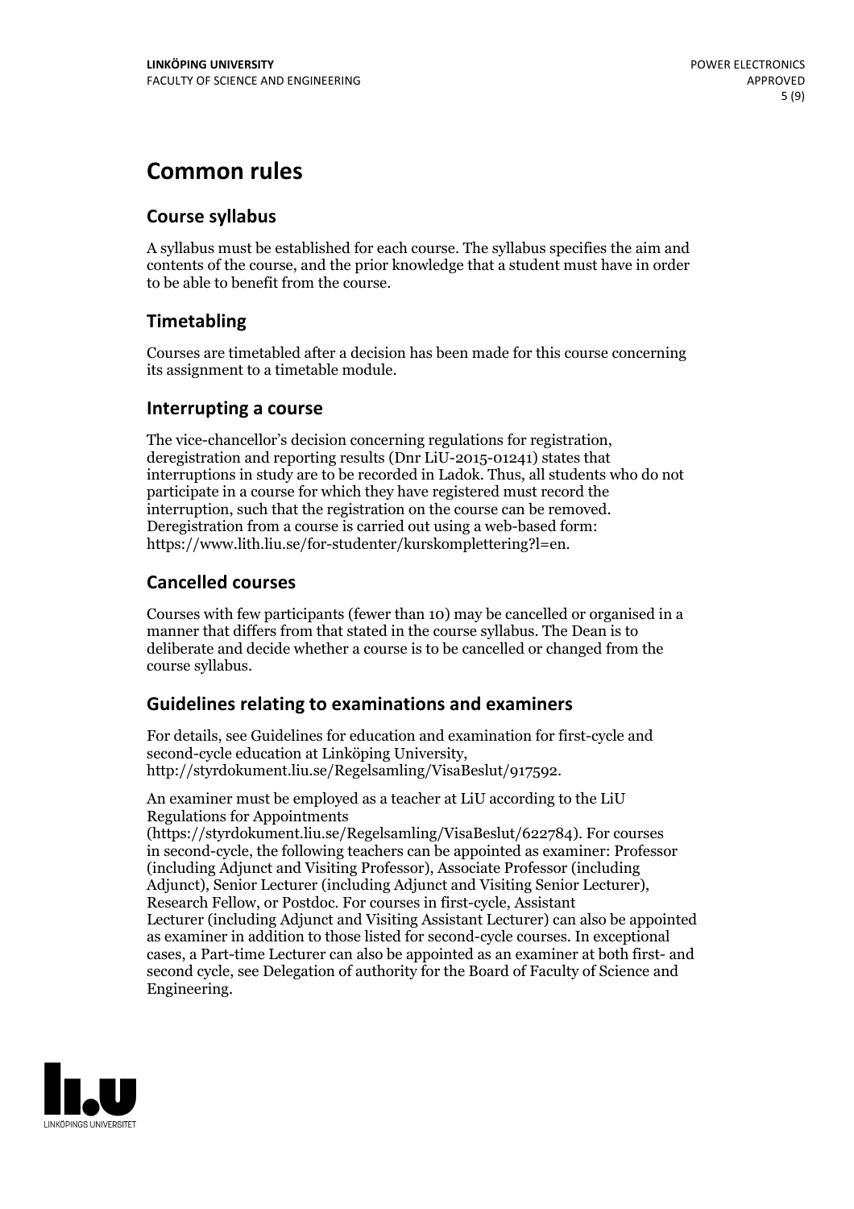# Common rules

## Course syllabus

A syllabus must be established for each course. The syllabus specifies the aim and contents of the course, and the prior knowledge that a student must have in order to be able to benefit from the course.

## Timetabling

Courses are timetabled after a decision has been made for this course concerning its assignment to a timetable module.

## Interrupting a course

The vice-chancellor's decision concerning regulations for registration, deregistration and reporting results (Dnr LiU-2015-01241) states that interruptions in study are to be recorded in Ladok. Thus, all students who do not participate in a course for which they have registered must record the interruption, such that the registration on the course can be removed. Deregistration from a course is carried out using a web-based form: https://www.lith.liu.se/for-studenter/kurskomplettering?l=en.

## Cancelled courses

Courses with few participants (fewer than 10) may be cancelled or organised in a manner that differs from that stated in the course syllabus. The Dean is to deliberate and decide whether a course is to be cancelled or changed from the course syllabus.

## Guidelines relating to examinations and examiners

For details, see Guidelines for education and examination for first-cycle and second-cycle education at Linköping University, http://styrdokument.liu.se/Regelsamling/VisaBeslut/917592.

An examiner must be employed as a teacher at LiU according to the LiU Regulations for Appointments (https://styrdokument.liu.se/Regelsamling/VisaBeslut/622784). For courses in second-cycle, the following teachers can be appointed as examiner: Professor (including Adjunct and Visiting Professor), Associate Professor (including Adjunct), Senior Lecturer (including Adjunct and Visiting Senior Lecturer), Research Fellow, or Postdoc. For courses in first-cycle, Assistant Lecturer (including Adjunct and Visiting Assistant Lecturer) can also be appointed as examiner in addition to those listed for second-cycle courses. In exceptional cases, a Part-time Lecturer can also be appointed as an examiner at both first- and second cycle, see Delegation of authority for the Board of Faculty of Science and Engineering.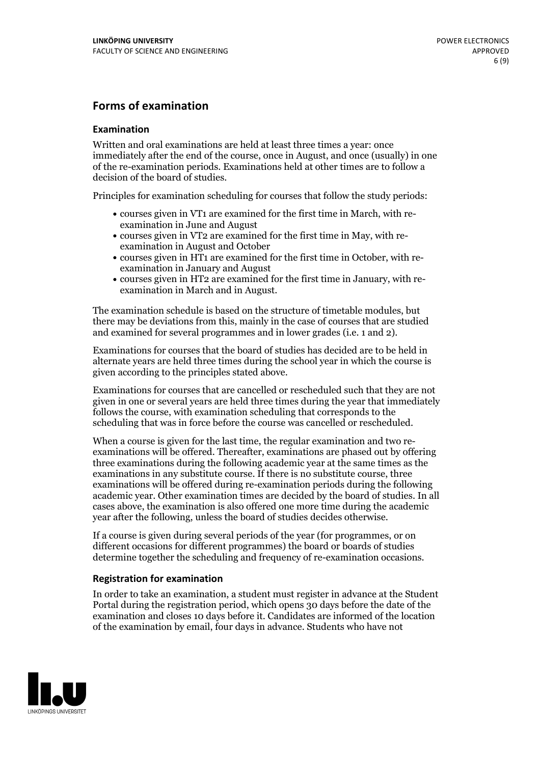## Forms of examination

### Examination

Written and oral examinations are held at least three times a year: once immediately after the end of the course, once in August, and once (usually) in one of the re-examination periods. Examinations held at other times are to follow a decision of the board of studies.

Principles for examination scheduling for courses that follow the study periods:

- courses given in VT1 are examined for the first time in March, with re-examination in June and August
- courses given in VT2 are examined for the first time in May, with re-examination in August and October
- courses given in HT1 are examined for the first time in October, with re-examination in January and August
- courses given in HT2 are examined for the first time in January, with re-examination in March and in August.

The examination schedule is based on the structure of timetable modules, but there may be deviations from this, mainly in the case of courses that are studied and examined for several programmes and in lower grades (i.e. 1 and 2).

Examinations for courses that the board of studies has decided are to be held in alternate years are held three times during the school year in which the course is given according to the principles stated above.

Examinations for courses that are cancelled or rescheduled such that they are not given in one or several years are held three times during the year that immediately follows the course, with examination scheduling that corresponds to the scheduling that was in force before the course was cancelled or rescheduled.

When a course is given for the last time, the regular examination and two re-examinations will be offered. Thereafter, examinations are phased out by offering three examinations during the following academic year at the same times as the examinations in any substitute course. If there is no substitute course, three examinations will be offered during re-examination periods during the following academic year. Other examination times are decided by the board of studies. In all cases above, the examination is also offered one more time during the academic year after the following, unless the board of studies decides otherwise.

If a course is given during several periods of the year (for programmes, or on different occasions for different programmes) the board or boards of studies determine together the scheduling and frequency of re-examination occasions.

### Registration for examination

In order to take an examination, a student must register in advance at the Student Portal during the registration period, which opens 30 days before the date of the examination and closes 10 days before it. Candidates are informed of the location of the examination by email, four days in advance. Students who have not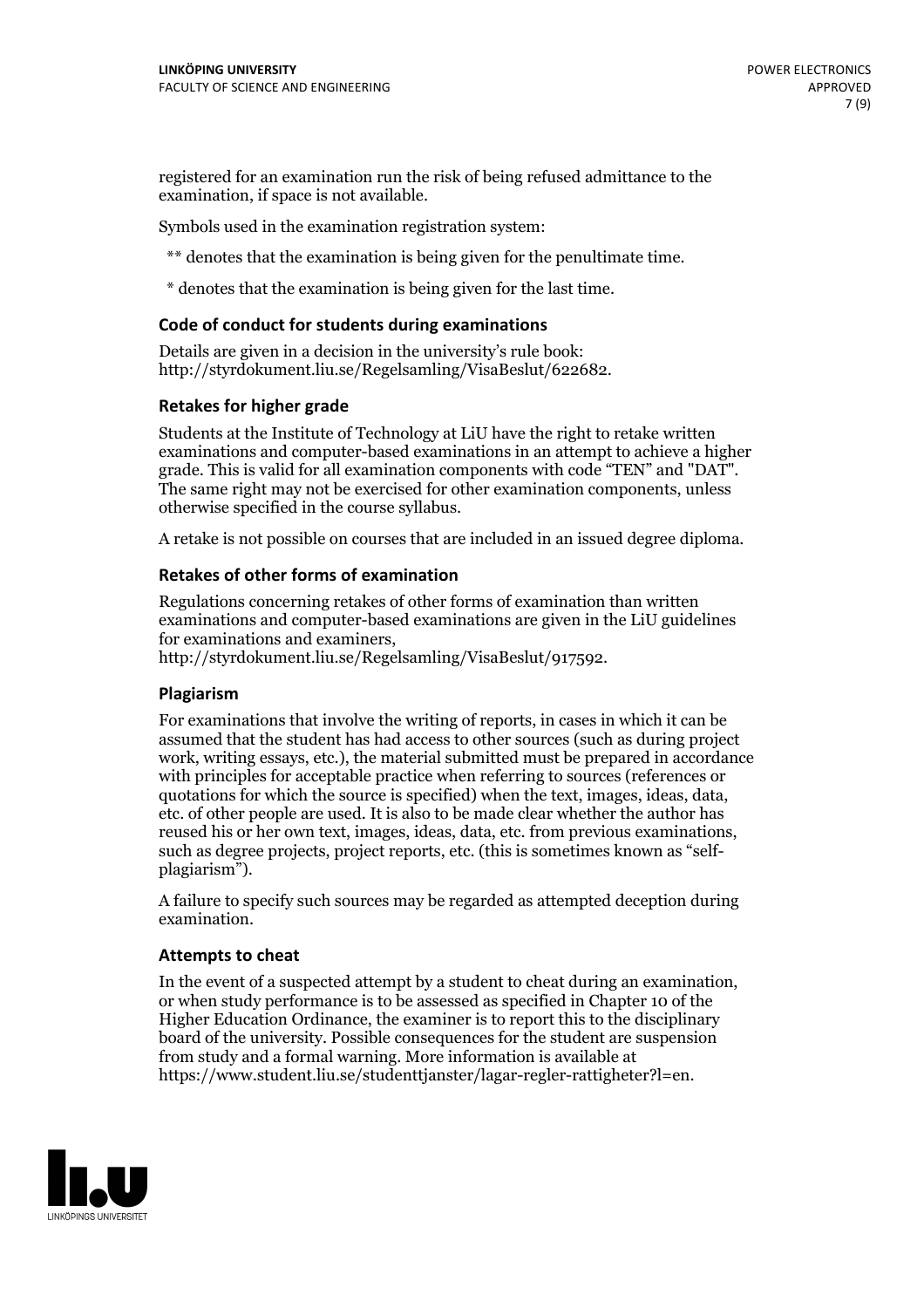registered for an examination run the risk of being refused admittance to the examination, if space is not available.

Symbols used in the examination registration system:

** denotes that the examination is being given for the penultimate time.

* denotes that the examination is being given for the last time.

### Code of conduct for students during examinations

Details are given in a decision in the university's rule book: http://styrdokument.liu.se/Regelsamling/VisaBeslut/622682.

### Retakes for higher grade

Students at the Institute of Technology at LiU have the right to retake written examinations and computer-based examinations in an attempt to achieve a higher grade. This is valid for all examination components with code "TEN" and "DAT". The same right may not be exercised for other examination components, unless otherwise specified in the course syllabus.

A retake is not possible on courses that are included in an issued degree diploma.

### Retakes of other forms of examination

Regulations concerning retakes of other forms of examination than written examinations and computer-based examinations are given in the LiU guidelines for examinations and examiners, http://styrdokument.liu.se/Regelsamling/VisaBeslut/917592.

### Plagiarism

For examinations that involve the writing of reports, in cases in which it can be assumed that the student has had access to other sources (such as during project work, writing essays, etc.), the material submitted must be prepared in accordance with principles for acceptable practice when referring to sources (references or quotations for which the source is specified) when the text, images, ideas, data, etc. of other people are used. It is also to be made clear whether the author has reused his or her own text, images, ideas, data, etc. from previous examinations, such as degree projects, project reports, etc. (this is sometimes known as "self-plagiarism").

A failure to specify such sources may be regarded as attempted deception during examination.

### Attempts to cheat

In the event of a suspected attempt by a student to cheat during an examination, or when study performance is to be assessed as specified in Chapter 10 of the Higher Education Ordinance, the examiner is to report this to the disciplinary board of the university. Possible consequences for the student are suspension from study and a formal warning. More information is available at https://www.student.liu.se/studenttjanster/lagar-regler-rattigheter?l=en.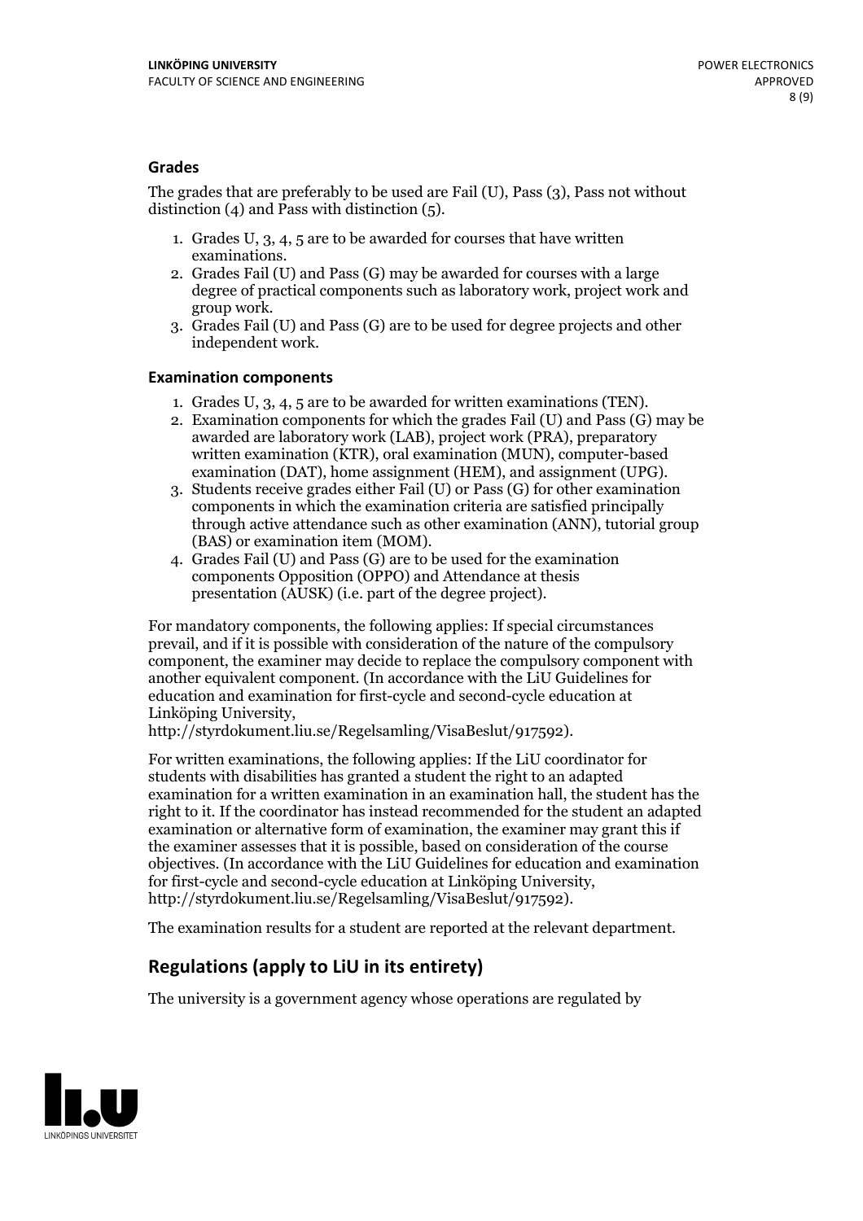### Grades

The grades that are preferably to be used are Fail (U), Pass (3), Pass not without distinction (4) and Pass with distinction (5).

1. Grades U, 3, 4, 5 are to be awarded for courses that have written examinations.
2. Grades Fail (U) and Pass (G) may be awarded for courses with a large degree of practical components such as laboratory work, project work and group work.
3. Grades Fail (U) and Pass (G) are to be used for degree projects and other independent work.

### Examination components

1. Grades U, 3, 4, 5 are to be awarded for written examinations (TEN).
2. Examination components for which the grades Fail (U) and Pass (G) may be awarded are laboratory work (LAB), project work (PRA), preparatory written examination (KTR), oral examination (MUN), computer-based examination (DAT), home assignment (HEM), and assignment (UPG).
3. Students receive grades either Fail (U) or Pass (G) for other examination components in which the examination criteria are satisfied principally through active attendance such as other examination (ANN), tutorial group (BAS) or examination item (MOM).
4. Grades Fail (U) and Pass (G) are to be used for the examination components Opposition (OPPO) and Attendance at thesis presentation (AUSK) (i.e. part of the degree project).

For mandatory components, the following applies: If special circumstances prevail, and if it is possible with consideration of the nature of the compulsory component, the examiner may decide to replace the compulsory component with another equivalent component. (In accordance with the LiU Guidelines for education and examination for first-cycle and second-cycle education at Linköping University, http://styrdokument.liu.se/Regelsamling/VisaBeslut/917592).

For written examinations, the following applies: If the LiU coordinator for students with disabilities has granted a student the right to an adapted examination for a written examination in an examination hall, the student has the right to it. If the coordinator has instead recommended for the student an adapted examination or alternative form of examination, the examiner may grant this if the examiner assesses that it is possible, based on consideration of the course objectives. (In accordance with the LiU Guidelines for education and examination for first-cycle and second-cycle education at Linköping University, http://styrdokument.liu.se/Regelsamling/VisaBeslut/917592).

The examination results for a student are reported at the relevant department.

## Regulations (apply to LiU in its entirety)

The university is a government agency whose operations are regulated by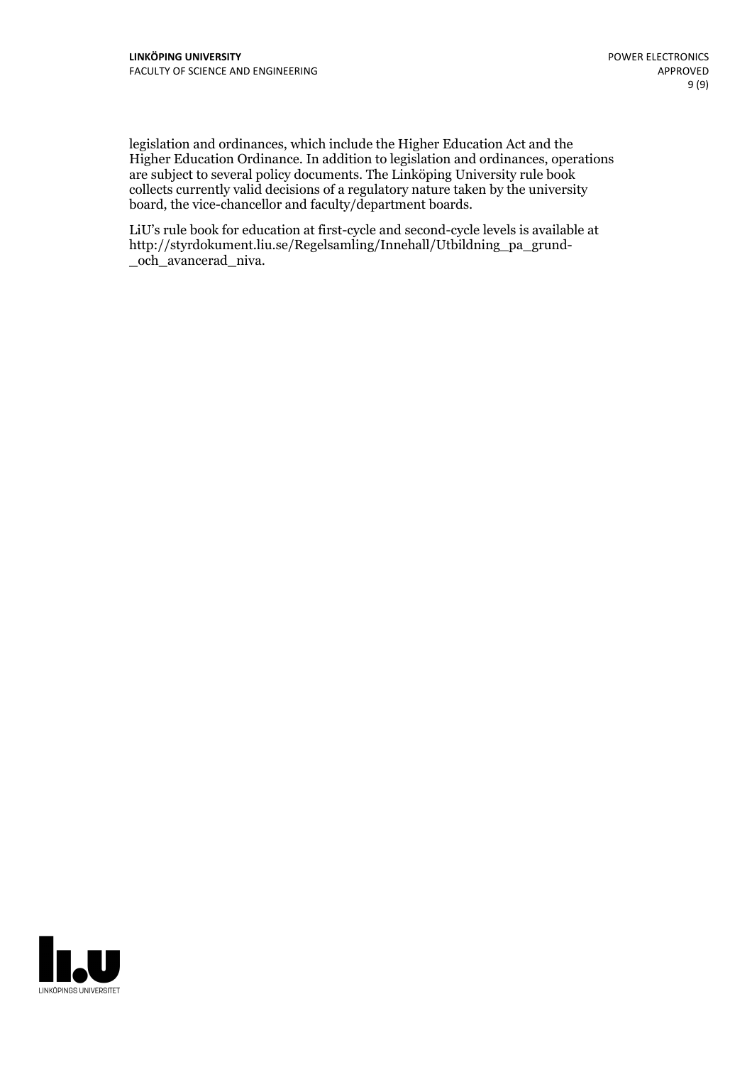legislation and ordinances, which include the Higher Education Act and the Higher Education Ordinance. In addition to legislation and ordinances, operations are subject to several policy documents. The Linköping University rule book collects currently valid decisions of a regulatory nature taken by the university board, the vice-chancellor and faculty/department boards.

LiU's rule book for education at first-cycle and second-cycle levels is available at http://styrdokument.liu.se/Regelsamling/Innehall/Utbildning_pa_grund-_och_avancerad_niva.